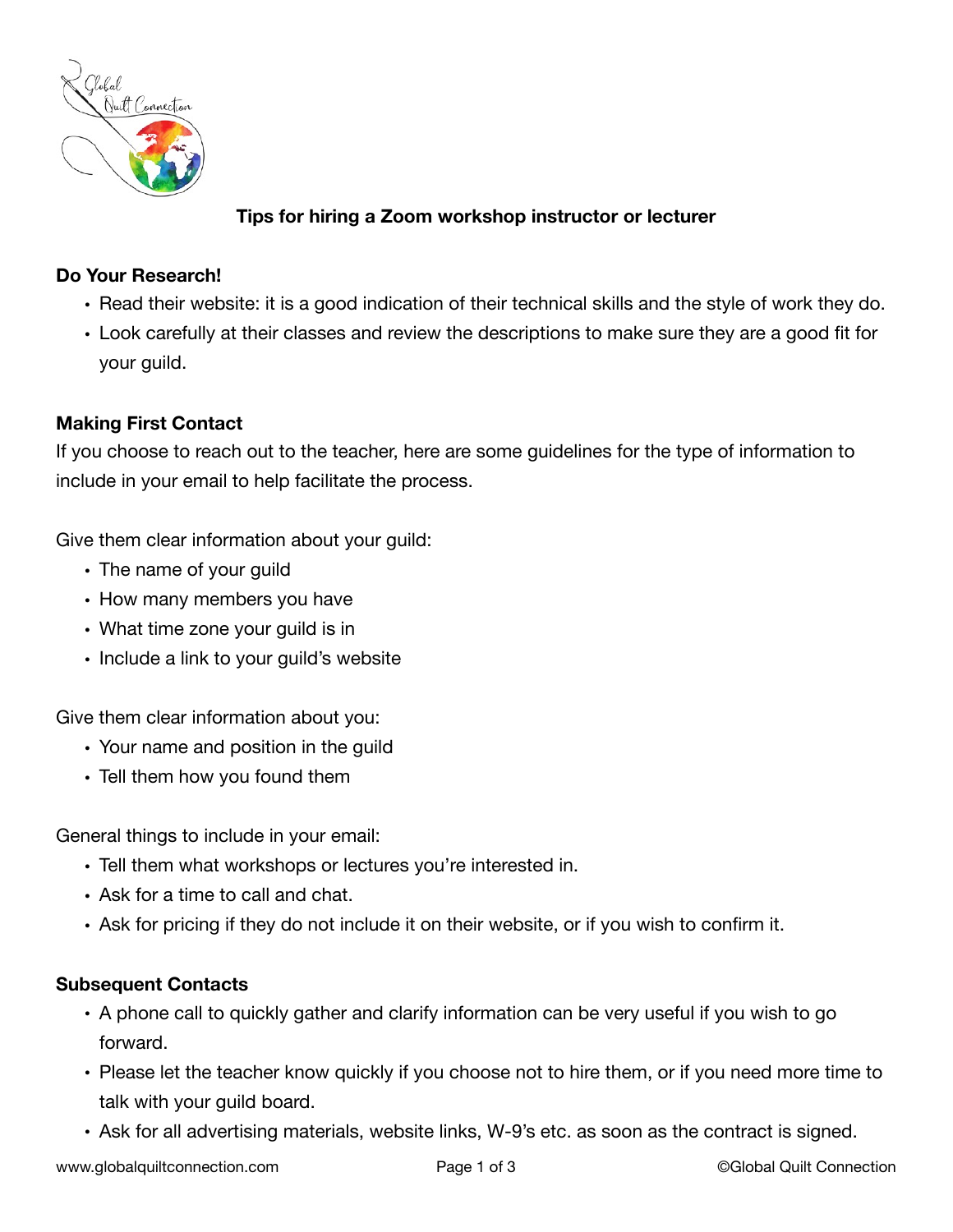## Tips for hiring a Zoom workshop instructor or lecturer

**Do Your Research!**

- Read their website: it is a good indication of their technical skills and the style of work they do.
- Look carefully at their classes and review the descriptions to make sure they are a good fit for your guild.

**Making First Contact**

If you choose to reach out to the teacher, here are some guidelines for the type of information to include in your email to help facilitate the process.

Give them clear information about your guild:

- The name of your guild
- How many members you have
- What time zone your guild is in
- Include a link to your guild's website

Give them clear information about you:

- Your name and position in the guild
- Tell them how you found them

General things to include in your email:

- Tell them what workshops or lectures you're interested in.
- Ask for a time to call and chat.
- Ask for pricing if they do not include it on their website, or if you wish to confirm it.

**Subsequent Contacts**

- A phone call to quickly gather and clarify information can be very useful if you wish to go forward.
- Please let the teacher know quickly if you choose not to hire them, or if you need more time to talk with your guild board.
- Ask for all advertising materials, website links, W-9's etc. as soon as the contract is signed.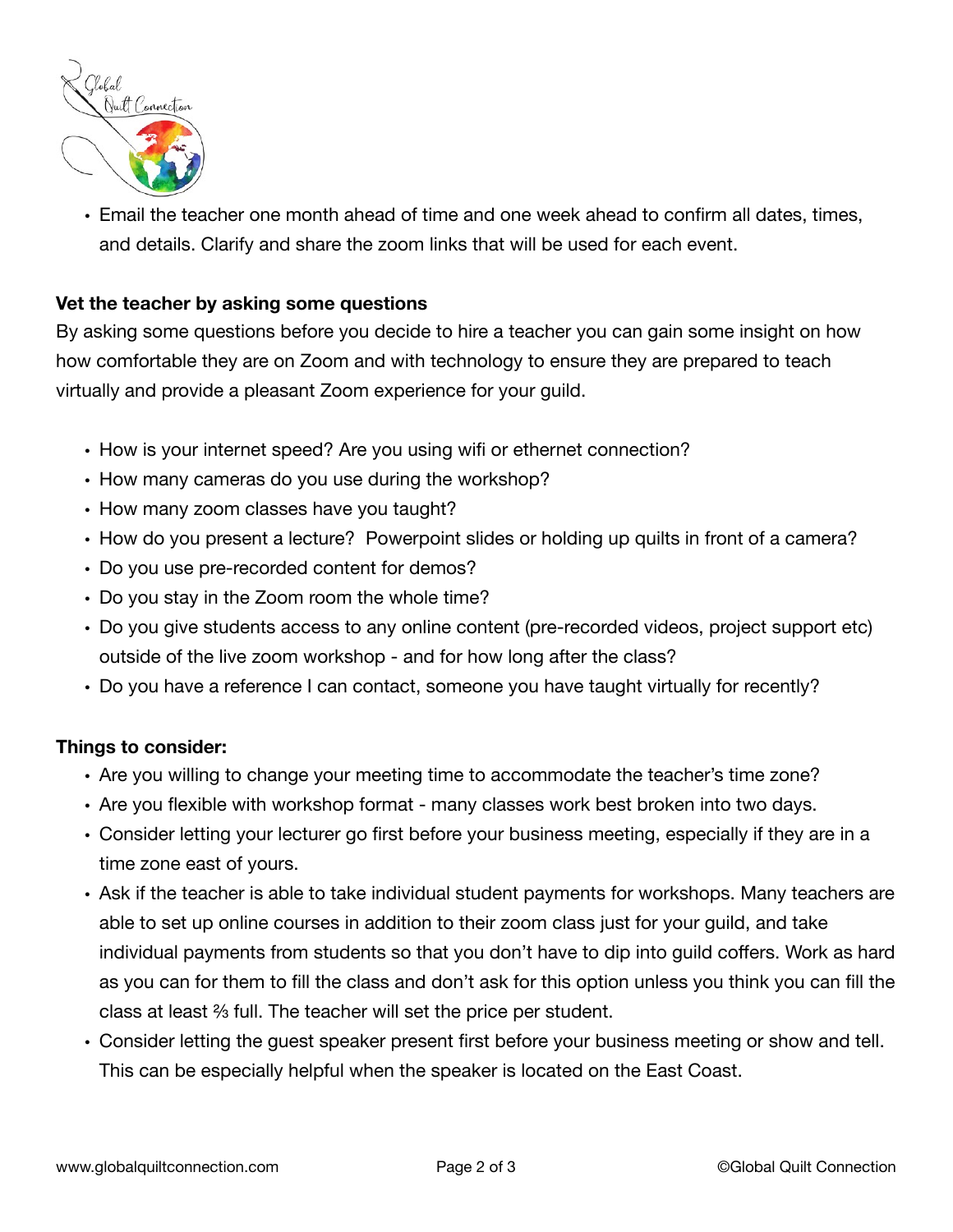- Email the teacher one month ahead of time and one week ahead to confirm all dates, times, and details. Clarify and share the zoom links that will be used for each event.

**Vet the teacher by asking some questions**

By asking some questions before you decide to hire a teacher you can gain some insight on how how comfortable they are on Zoom and with technology to ensure they are prepared to teach virtually and provide a pleasant Zoom experience for your guild.

- How is your internet speed? Are you using wifi or ethernet connection?
- How many cameras do you use during the workshop?
- How many zoom classes have you taught?
- How do you present a lecture?  Powerpoint slides or holding up quilts in front of a camera?
- Do you use pre-recorded content for demos?
- Do you stay in the Zoom room the whole time?
- Do you give students access to any online content (pre-recorded videos, project support etc) outside of the live zoom workshop - and for how long after the class?
- Do you have a reference I can contact, someone you have taught virtually for recently?

**Things to consider:**

- Are you willing to change your meeting time to accommodate the teacher's time zone?
- Are you flexible with workshop format - many classes work best broken into two days.
- Consider letting your lecturer go first before your business meeting, especially if they are in a time zone east of yours.
- Ask if the teacher is able to take individual student payments for workshops. Many teachers are able to set up online courses in addition to their zoom class just for your guild, and take individual payments from students so that you don't have to dip into guild coffers. Work as hard as you can for them to fill the class and don't ask for this option unless you think you can fill the class at least ⅔ full. The teacher will set the price per student.
- Consider letting the guest speaker present first before your business meeting or show and tell. This can be especially helpful when the speaker is located on the East Coast.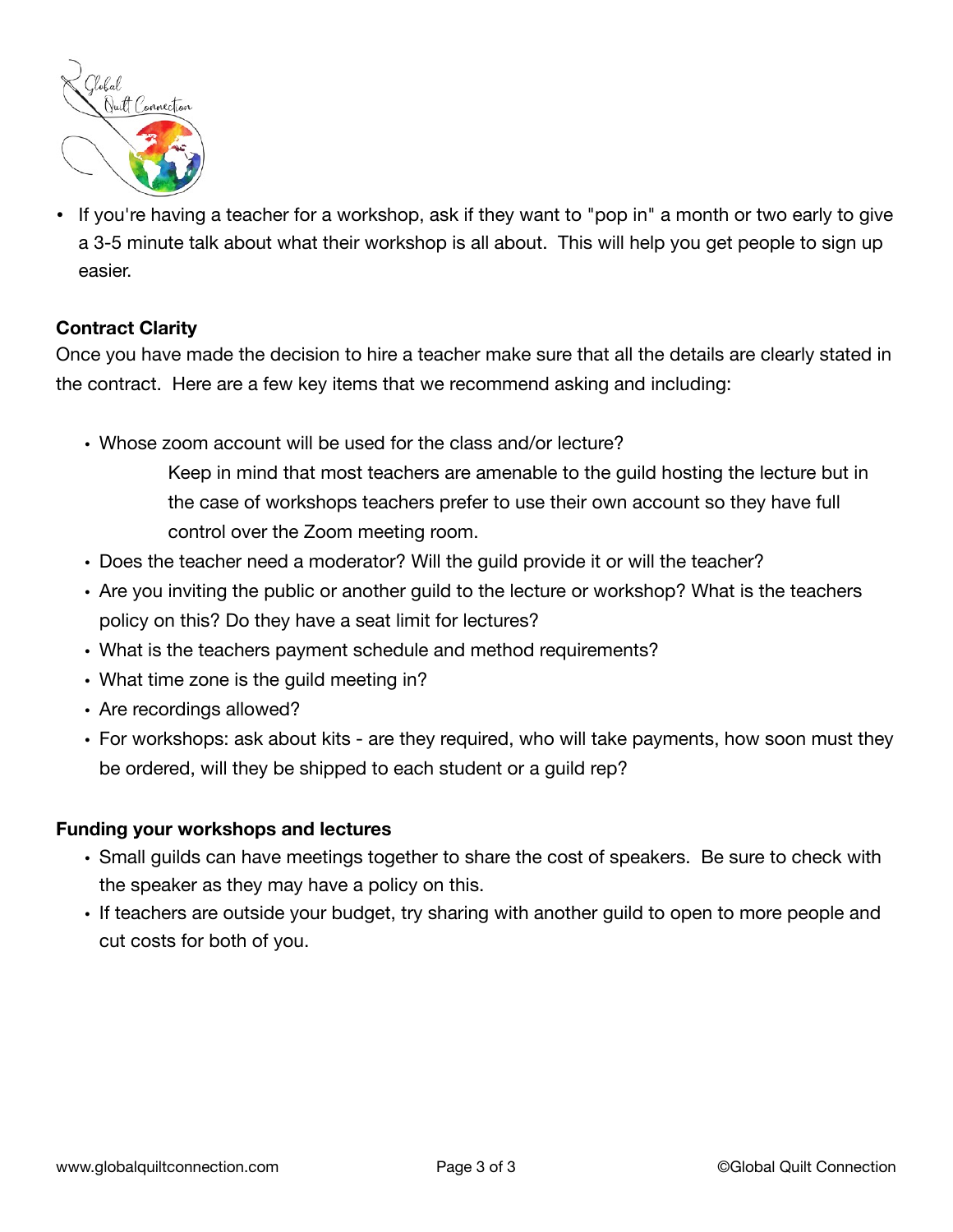- If you're having a teacher for a workshop, ask if they want to "pop in" a month or two early to give a 3-5 minute talk about what their workshop is all about.  This will help you get people to sign up easier.

**Contract Clarity**

Once you have made the decision to hire a teacher make sure that all the details are clearly stated in the contract.  Here are a few key items that we recommend asking and including:

- Whose zoom account will be used for the class and/or lecture?

  Keep in mind that most teachers are amenable to the guild hosting the lecture but in the case of workshops teachers prefer to use their own account so they have full control over the Zoom meeting room.
- Does the teacher need a moderator? Will the guild provide it or will the teacher?
- Are you inviting the public or another guild to the lecture or workshop? What is the teachers policy on this? Do they have a seat limit for lectures?
- What is the teachers payment schedule and method requirements?
- What time zone is the guild meeting in?
- Are recordings allowed?
- For workshops: ask about kits - are they required, who will take payments, how soon must they be ordered, will they be shipped to each student or a guild rep?

**Funding your workshops and lectures**

- Small guilds can have meetings together to share the cost of speakers.  Be sure to check with the speaker as they may have a policy on this.
- If teachers are outside your budget, try sharing with another guild to open to more people and cut costs for both of you.